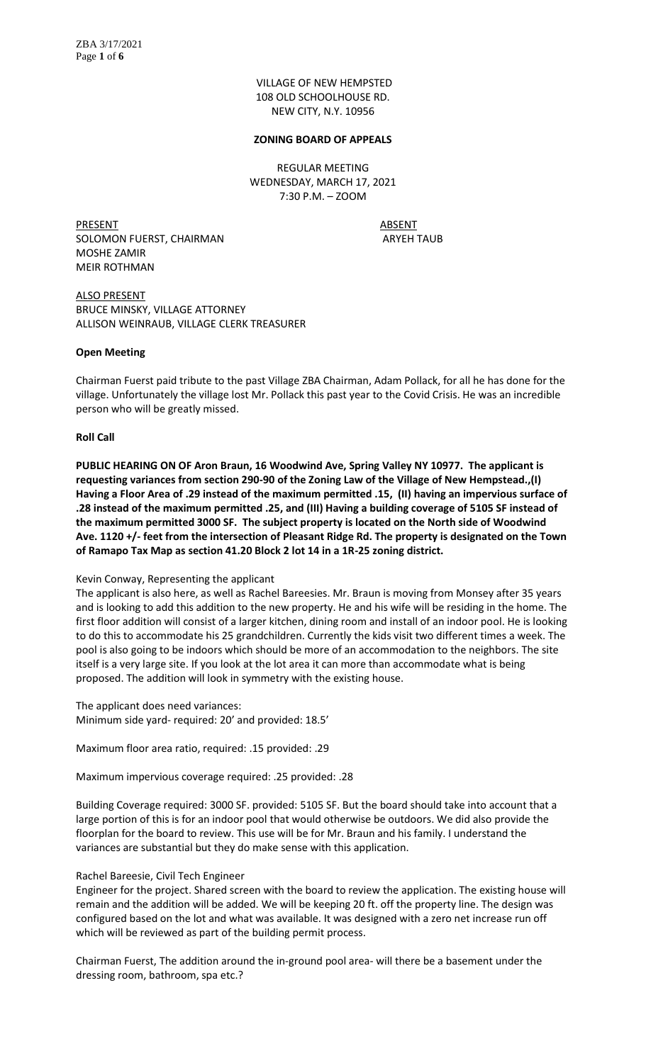VILLAGE OF NEW HEMPSTED
108 OLD SCHOOLHOUSE RD.
NEW CITY, N.Y. 10956

**ZONING BOARD OF APPEALS**

REGULAR MEETING
WEDNESDAY, MARCH 17, 2021
7:30 P.M. – ZOOM

| PRESENT | ABSENT |
|---|---|
| SOLOMON FUERST, CHAIRMAN | ARYEH TAUB |
| MOSHE ZAMIR | |
| MEIR ROTHMAN | |

ALSO PRESENT
BRUCE MINSKY, VILLAGE ATTORNEY
ALLISON WEINRAUB, VILLAGE CLERK TREASURER

**Open Meeting**

Chairman Fuerst paid tribute to the past Village ZBA Chairman, Adam Pollack, for all he has done for the village. Unfortunately the village lost Mr. Pollack this past year to the Covid Crisis. He was an incredible person who will be greatly missed.

**Roll Call**

**PUBLIC HEARING ON OF Aron Braun, 16 Woodwind Ave, Spring Valley NY 10977. The applicant is requesting variances from section 290-90 of the Zoning Law of the Village of New Hempstead.,(I) Having a Floor Area of .29 instead of the maximum permitted .15, (II) having an impervious surface of .28 instead of the maximum permitted .25, and (III) Having a building coverage of 5105 SF instead of the maximum permitted 3000 SF. The subject property is located on the North side of Woodwind Ave. 1120 +/- feet from the intersection of Pleasant Ridge Rd. The property is designated on the Town of Ramapo Tax Map as section 41.20 Block 2 lot 14 in a 1R-25 zoning district.**

Kevin Conway, Representing the applicant
The applicant is also here, as well as Rachel Bareesies. Mr. Braun is moving from Monsey after 35 years and is looking to add this addition to the new property. He and his wife will be residing in the home. The first floor addition will consist of a larger kitchen, dining room and install of an indoor pool. He is looking to do this to accommodate his 25 grandchildren. Currently the kids visit two different times a week. The pool is also going to be indoors which should be more of an accommodation to the neighbors. The site itself is a very large site. If you look at the lot area it can more than accommodate what is being proposed. The addition will look in symmetry with the existing house.

The applicant does need variances:
Minimum side yard- required: 20' and provided: 18.5'

Maximum floor area ratio, required: .15 provided: .29

Maximum impervious coverage required: .25 provided: .28

Building Coverage required: 3000 SF. provided: 5105 SF. But the board should take into account that a large portion of this is for an indoor pool that would otherwise be outdoors. We did also provide the floorplan for the board to review. This use will be for Mr. Braun and his family. I understand the variances are substantial but they do make sense with this application.

Rachel Bareesie, Civil Tech Engineer
Engineer for the project. Shared screen with the board to review the application. The existing house will remain and the addition will be added. We will be keeping 20 ft. off the property line. The design was configured based on the lot and what was available. It was designed with a zero net increase run off which will be reviewed as part of the building permit process.

Chairman Fuerst, The addition around the in-ground pool area- will there be a basement under the dressing room, bathroom, spa etc.?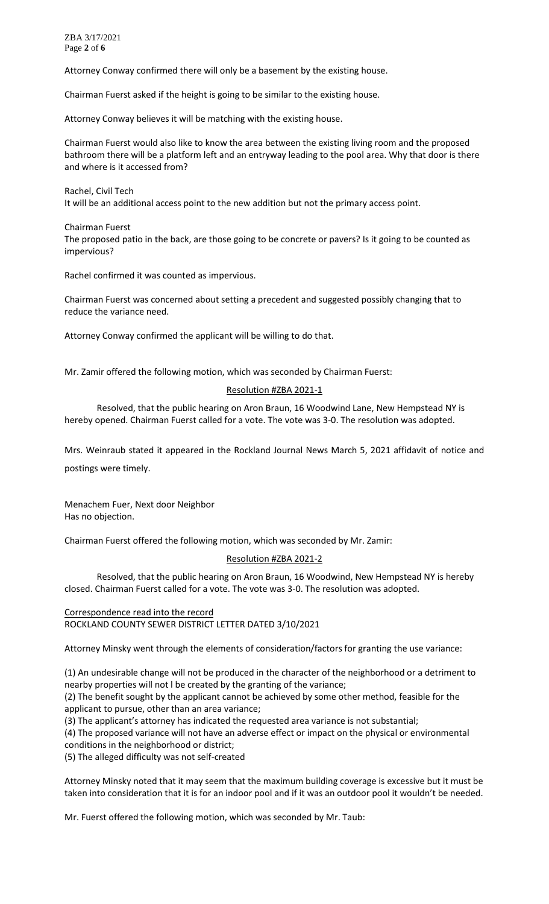Attorney Conway confirmed there will only be a basement by the existing house.

Chairman Fuerst asked if the height is going to be similar to the existing house.

Attorney Conway believes it will be matching with the existing house.

Chairman Fuerst would also like to know the area between the existing living room and the proposed bathroom there will be a platform left and an entryway leading to the pool area. Why that door is there and where is it accessed from?

Rachel, Civil Tech
It will be an additional access point to the new addition but not the primary access point.

Chairman Fuerst
The proposed patio in the back, are those going to be concrete or pavers? Is it going to be counted as impervious?

Rachel confirmed it was counted as impervious.

Chairman Fuerst was concerned about setting a precedent and suggested possibly changing that to reduce the variance need.

Attorney Conway confirmed the applicant will be willing to do that.

Mr. Zamir offered the following motion, which was seconded by Chairman Fuerst:

Resolution #ZBA 2021-1

Resolved, that the public hearing on Aron Braun, 16 Woodwind Lane, New Hempstead NY is hereby opened. Chairman Fuerst called for a vote. The vote was 3-0. The resolution was adopted.

Mrs. Weinraub stated it appeared in the Rockland Journal News March 5, 2021 affidavit of notice and postings were timely.

Menachem Fuer, Next door Neighbor
Has no objection.

Chairman Fuerst offered the following motion, which was seconded by Mr. Zamir:

Resolution #ZBA 2021-2

Resolved, that the public hearing on Aron Braun, 16 Woodwind, New Hempstead NY is hereby closed. Chairman Fuerst called for a vote. The vote was 3-0. The resolution was adopted.

Correspondence read into the record
ROCKLAND COUNTY SEWER DISTRICT LETTER DATED 3/10/2021

Attorney Minsky went through the elements of consideration/factors for granting the use variance:

(1) An undesirable change will not be produced in the character of the neighborhood or a detriment to nearby properties will not l be created by the granting of the variance;
(2) The benefit sought by the applicant cannot be achieved by some other method, feasible for the applicant to pursue, other than an area variance;
(3) The applicant's attorney has indicated the requested area variance is not substantial;
(4) The proposed variance will not have an adverse effect or impact on the physical or environmental conditions in the neighborhood or district;
(5) The alleged difficulty was not self-created

Attorney Minsky noted that it may seem that the maximum building coverage is excessive but it must be taken into consideration that it is for an indoor pool and if it was an outdoor pool it wouldn't be needed.

Mr. Fuerst offered the following motion, which was seconded by Mr. Taub: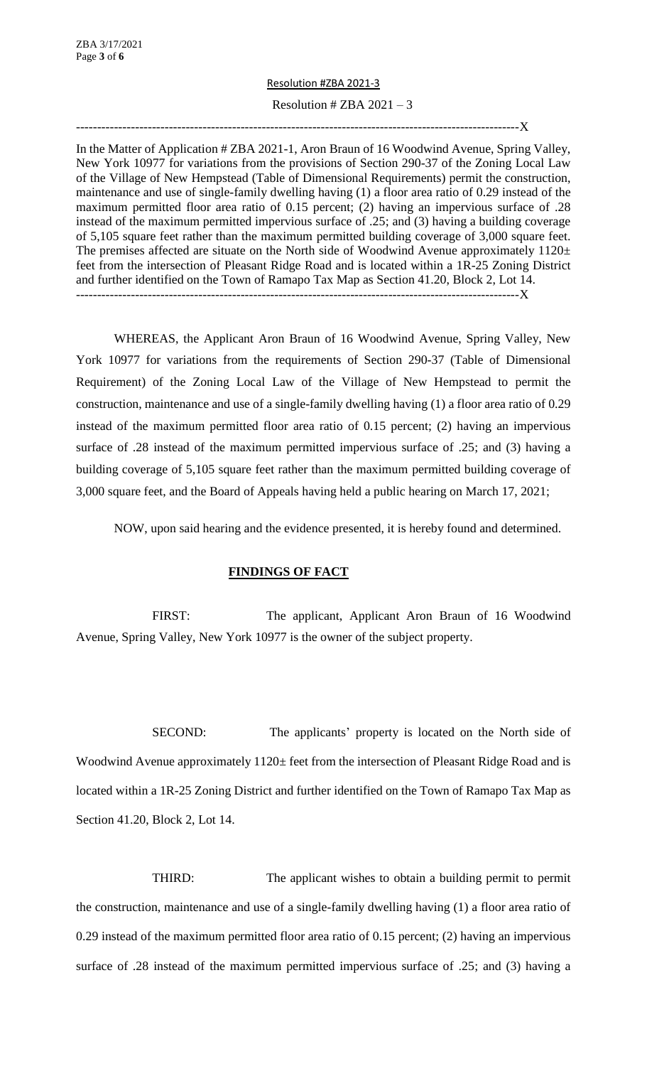Resolution #ZBA 2021-3

Resolution # ZBA 2021 – 3

---------------------------------------------------------------------------------------------------------X

In the Matter of Application # ZBA 2021-1, Aron Braun of 16 Woodwind Avenue, Spring Valley, New York 10977 for variations from the provisions of Section 290-37 of the Zoning Local Law of the Village of New Hempstead (Table of Dimensional Requirements) permit the construction, maintenance and use of single-family dwelling having (1) a floor area ratio of 0.29 instead of the maximum permitted floor area ratio of 0.15 percent; (2) having an impervious surface of .28 instead of the maximum permitted impervious surface of .25; and (3) having a building coverage of 5,105 square feet rather than the maximum permitted building coverage of 3,000 square feet. The premises affected are situate on the North side of Woodwind Avenue approximately 1120± feet from the intersection of Pleasant Ridge Road and is located within a 1R-25 Zoning District and further identified on the Town of Ramapo Tax Map as Section 41.20, Block 2, Lot 14.

---------------------------------------------------------------------------------------------------------X

WHEREAS, the Applicant Aron Braun of 16 Woodwind Avenue, Spring Valley, New York 10977 for variations from the requirements of Section 290-37 (Table of Dimensional Requirement) of the Zoning Local Law of the Village of New Hempstead to permit the construction, maintenance and use of a single-family dwelling having (1) a floor area ratio of 0.29 instead of the maximum permitted floor area ratio of 0.15 percent; (2) having an impervious surface of .28 instead of the maximum permitted impervious surface of .25; and (3) having a building coverage of 5,105 square feet rather than the maximum permitted building coverage of 3,000 square feet, and the Board of Appeals having held a public hearing on March 17, 2021;

NOW, upon said hearing and the evidence presented, it is hereby found and determined.

## **FINDINGS OF FACT**

FIRST: The applicant, Applicant Aron Braun of 16 Woodwind Avenue, Spring Valley, New York 10977 is the owner of the subject property.

SECOND: The applicants' property is located on the North side of Woodwind Avenue approximately 1120± feet from the intersection of Pleasant Ridge Road and is located within a 1R-25 Zoning District and further identified on the Town of Ramapo Tax Map as Section 41.20, Block 2, Lot 14.

THIRD: The applicant wishes to obtain a building permit to permit the construction, maintenance and use of a single-family dwelling having (1) a floor area ratio of 0.29 instead of the maximum permitted floor area ratio of 0.15 percent; (2) having an impervious surface of .28 instead of the maximum permitted impervious surface of .25; and (3) having a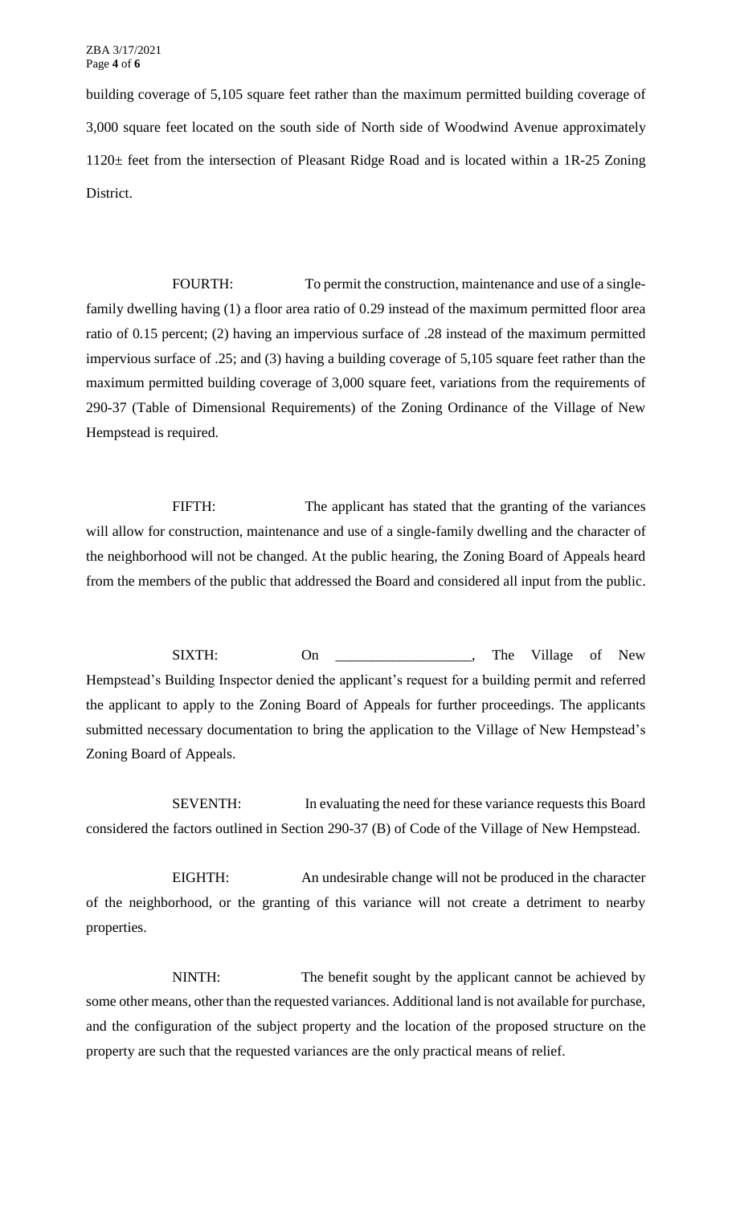building coverage of 5,105 square feet rather than the maximum permitted building coverage of 3,000 square feet located on the south side of North side of Woodwind Avenue approximately 1120± feet from the intersection of Pleasant Ridge Road and is located within a 1R-25 Zoning District.

FOURTH: To permit the construction, maintenance and use of a single-family dwelling having (1) a floor area ratio of 0.29 instead of the maximum permitted floor area ratio of 0.15 percent; (2) having an impervious surface of .28 instead of the maximum permitted impervious surface of .25; and (3) having a building coverage of 5,105 square feet rather than the maximum permitted building coverage of 3,000 square feet, variations from the requirements of 290-37 (Table of Dimensional Requirements) of the Zoning Ordinance of the Village of New Hempstead is required.

FIFTH: The applicant has stated that the granting of the variances will allow for construction, maintenance and use of a single-family dwelling and the character of the neighborhood will not be changed. At the public hearing, the Zoning Board of Appeals heard from the members of the public that addressed the Board and considered all input from the public.

SIXTH: On ___________________, The Village of New Hempstead's Building Inspector denied the applicant's request for a building permit and referred the applicant to apply to the Zoning Board of Appeals for further proceedings. The applicants submitted necessary documentation to bring the application to the Village of New Hempstead's Zoning Board of Appeals.

SEVENTH: In evaluating the need for these variance requests this Board considered the factors outlined in Section 290-37 (B) of Code of the Village of New Hempstead.

EIGHTH: An undesirable change will not be produced in the character of the neighborhood, or the granting of this variance will not create a detriment to nearby properties.

NINTH: The benefit sought by the applicant cannot be achieved by some other means, other than the requested variances. Additional land is not available for purchase, and the configuration of the subject property and the location of the proposed structure on the property are such that the requested variances are the only practical means of relief.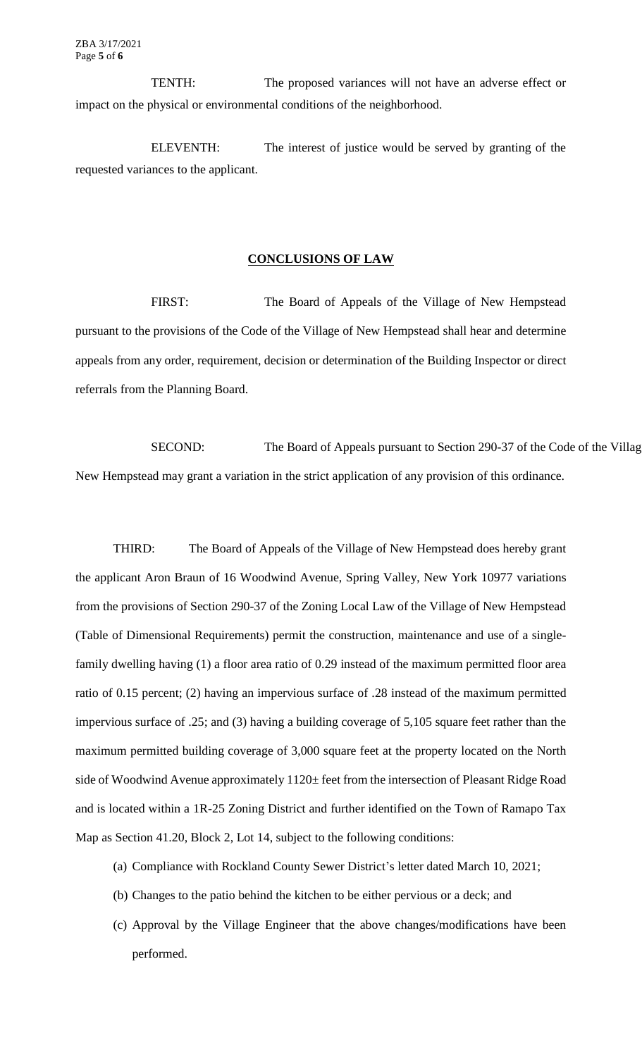TENTH: The proposed variances will not have an adverse effect or impact on the physical or environmental conditions of the neighborhood.

ELEVENTH: The interest of justice would be served by granting of the requested variances to the applicant.

**CONCLUSIONS OF LAW**

FIRST: The Board of Appeals of the Village of New Hempstead pursuant to the provisions of the Code of the Village of New Hempstead shall hear and determine appeals from any order, requirement, decision or determination of the Building Inspector or direct referrals from the Planning Board.

SECOND: The Board of Appeals pursuant to Section 290-37 of the Code of the Villag New Hempstead may grant a variation in the strict application of any provision of this ordinance.

THIRD: The Board of Appeals of the Village of New Hempstead does hereby grant the applicant Aron Braun of 16 Woodwind Avenue, Spring Valley, New York 10977 variations from the provisions of Section 290-37 of the Zoning Local Law of the Village of New Hempstead (Table of Dimensional Requirements) permit the construction, maintenance and use of a single-family dwelling having (1) a floor area ratio of 0.29 instead of the maximum permitted floor area ratio of 0.15 percent; (2) having an impervious surface of .28 instead of the maximum permitted impervious surface of .25; and (3) having a building coverage of 5,105 square feet rather than the maximum permitted building coverage of 3,000 square feet at the property located on the North side of Woodwind Avenue approximately 1120± feet from the intersection of Pleasant Ridge Road and is located within a 1R-25 Zoning District and further identified on the Town of Ramapo Tax Map as Section 41.20, Block 2, Lot 14, subject to the following conditions:

(a) Compliance with Rockland County Sewer District's letter dated March 10, 2021;

(b) Changes to the patio behind the kitchen to be either pervious or a deck; and

(c) Approval by the Village Engineer that the above changes/modifications have been performed.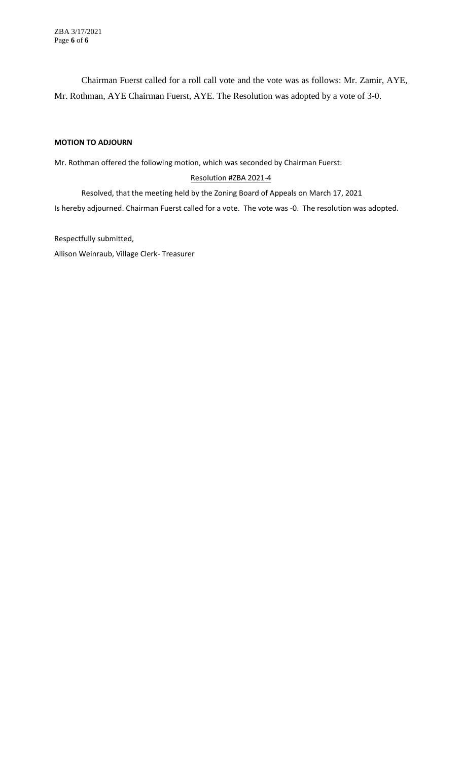Chairman Fuerst called for a roll call vote and the vote was as follows: Mr. Zamir, AYE, Mr. Rothman, AYE Chairman Fuerst, AYE. The Resolution was adopted by a vote of 3-0.

**MOTION TO ADJOURN**

Mr. Rothman offered the following motion, which was seconded by Chairman Fuerst:

Resolution #ZBA 2021-4

Resolved, that the meeting held by the Zoning Board of Appeals on March 17, 2021 Is hereby adjourned. Chairman Fuerst called for a vote. The vote was -0. The resolution was adopted.

Respectfully submitted,

Allison Weinraub, Village Clerk- Treasurer